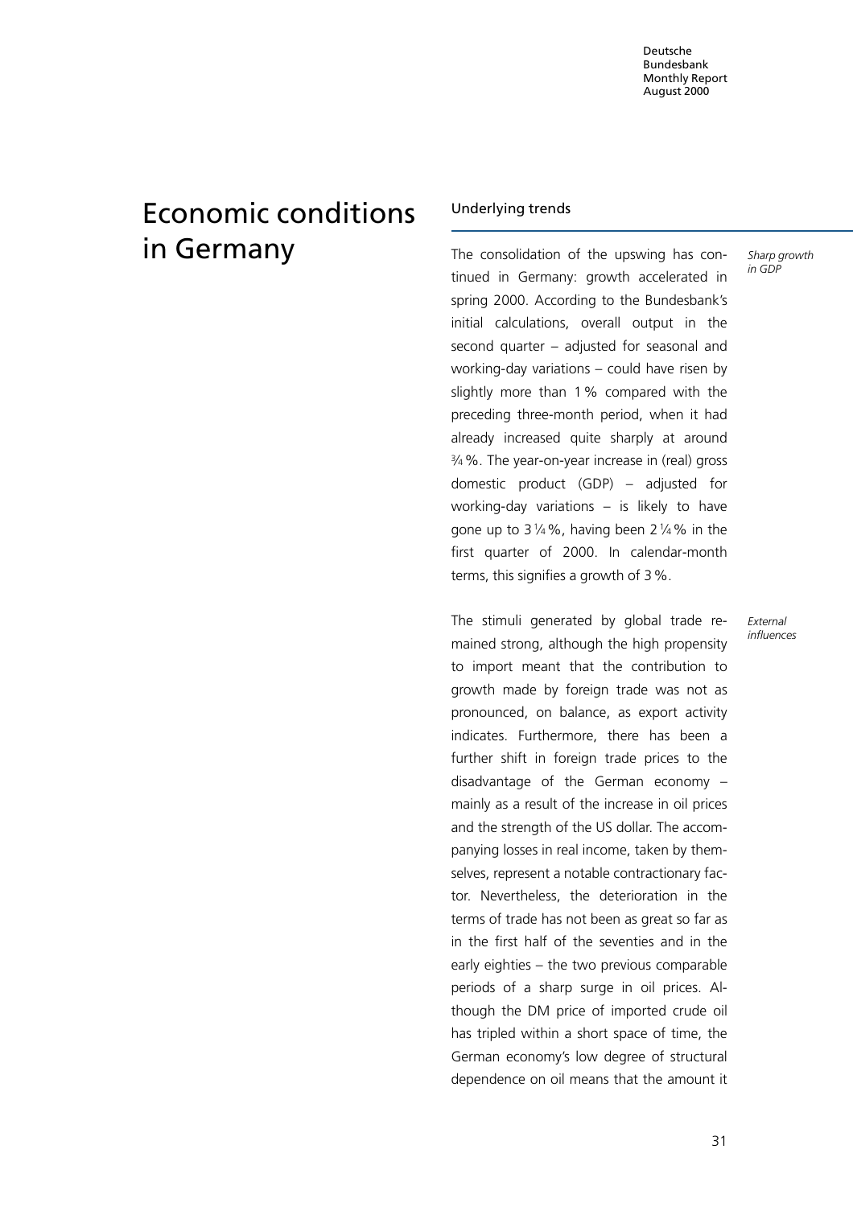# Economic conditions in Germany

## Underlying trends

*Sharp growth in GDP*

The consolidation of the upswing has continued in Germany: growth accelerated in spring 2000. According to the Bundesbank's initial calculations, overall output in the second quarter – adjusted for seasonal and working-day variations – could have risen by slightly more than 1 % compared with the preceding three-month period, when it had already increased quite sharply at around ¾ %. The year-on-year increase in (real) gross domestic product (GDP) – adjusted for working-day variations – is likely to have gone up to 3 ¼ %, having been 2 ¼ % in the first quarter of 2000. In calendar-month terms, this signifies a growth of 3 %.

*External influences*

The stimuli generated by global trade remained strong, although the high propensity to import meant that the contribution to growth made by foreign trade was not as pronounced, on balance, as export activity indicates. Furthermore, there has been a further shift in foreign trade prices to the disadvantage of the German economy – mainly as a result of the increase in oil prices and the strength of the US dollar. The accompanying losses in real income, taken by themselves, represent a notable contractionary factor. Nevertheless, the deterioration in the terms of trade has not been as great so far as in the first half of the seventies and in the early eighties – the two previous comparable periods of a sharp surge in oil prices. Although the DM price of imported crude oil has tripled within a short space of time, the German economy's low degree of structural dependence on oil means that the amount it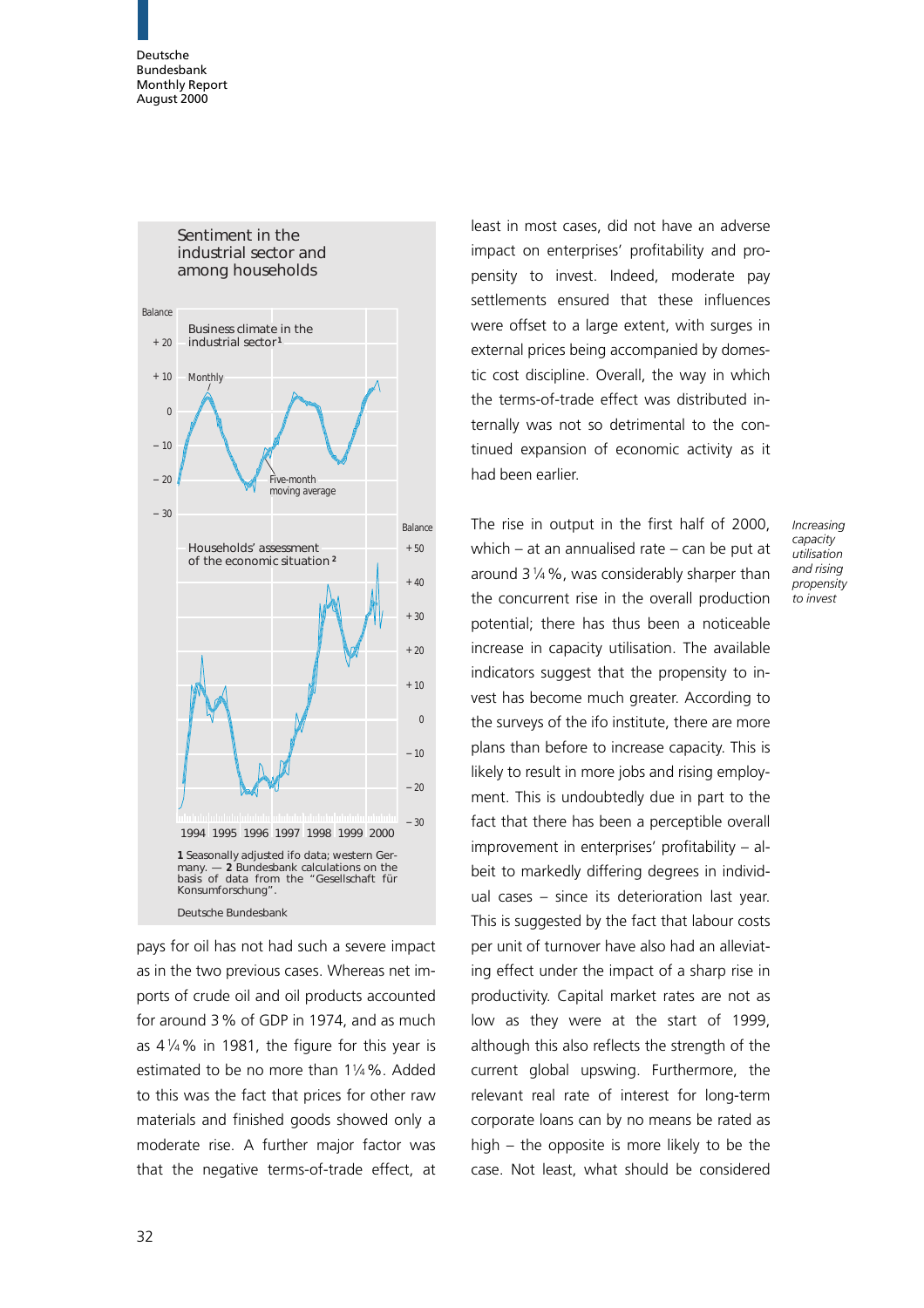Sentiment in the industrial sector and among households

Business climate in the industrial sector[1]

Households' assessment of the economic situation[2]

1 Seasonally adjusted ifo data; western Germany. — 2 Bundesbank calculations on the basis of data from the "Gesellschaft für Konsumforschung".

Deutsche Bundesbank

pays for oil has not had such a severe impact as in the two previous cases. Whereas net imports of crude oil and oil products accounted for around 3 % of GDP in 1974, and as much as 4 ¼ % in 1981, the figure for this year is estimated to be no more than 1¼ %. Added to this was the fact that prices for other raw materials and finished goods showed only a moderate rise. A further major factor was that the negative terms-of-trade effect, at least in most cases, did not have an adverse impact on enterprises' profitability and propensity to invest. Indeed, moderate pay settlements ensured that these influences were offset to a large extent, with surges in external prices being accompanied by domestic cost discipline. Overall, the way in which the terms-of-trade effect was distributed internally was not so detrimental to the continued expansion of economic activity as it had been earlier.

*Increasing capacity utilisation and rising propensity to invest*

The rise in output in the first half of 2000, which – at an annualised rate – can be put at around 3 ¼ %, was considerably sharper than the concurrent rise in the overall production potential; there has thus been a noticeable increase in capacity utilisation. The available indicators suggest that the propensity to invest has become much greater. According to the surveys of the ifo institute, there are more plans than before to increase capacity. This is likely to result in more jobs and rising employment. This is undoubtedly due in part to the fact that there has been a perceptible overall improvement in enterprises' profitability – albeit to markedly differing degrees in individual cases – since its deterioration last year. This is suggested by the fact that labour costs per unit of turnover have also had an alleviating effect under the impact of a sharp rise in productivity. Capital market rates are not as low as they were at the start of 1999, although this also reflects the strength of the current global upswing. Furthermore, the relevant real rate of interest for long-term corporate loans can by no means be rated as high – the opposite is more likely to be the case. Not least, what should be considered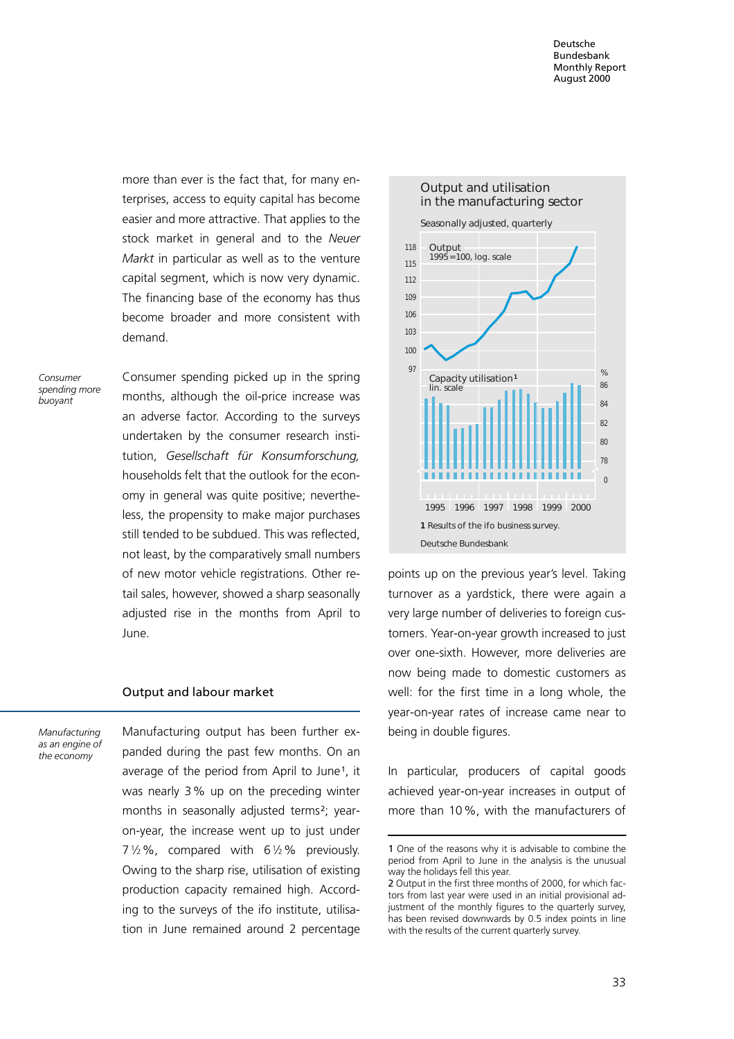more than ever is the fact that, for many enterprises, access to equity capital has become easier and more attractive. That applies to the stock market in general and to the *Neuer Markt* in particular as well as to the venture capital segment, which is now very dynamic. The financing base of the economy has thus become broader and more consistent with demand.

*Consumer spending more buoyant*

Consumer spending picked up in the spring months, although the oil-price increase was an adverse factor. According to the surveys undertaken by the consumer research institution, *Gesellschaft für Konsumforschung,* households felt that the outlook for the economy in general was quite positive; nevertheless, the propensity to make major purchases still tended to be subdued. This was reflected, not least, by the comparatively small numbers of new motor vehicle registrations. Other retail sales, however, showed a sharp seasonally adjusted rise in the months from April to June.

## Output and labour market

*Manufacturing as an engine of the economy*

Manufacturing output has been further expanded during the past few months. On an average of the period from April to June[1], it was nearly 3 % up on the preceding winter months in seasonally adjusted terms[2]; year-on-year, the increase went up to just under 7 ½ %, compared with 6 ½ % previously. Owing to the sharp rise, utilisation of existing production capacity remained high. According to the surveys of the ifo institute, utilisation in June remained around 2 percentage points up on the previous year's level. Taking turnover as a yardstick, there were again a very large number of deliveries to foreign customers. Year-on-year growth increased to just over one-sixth. However, more deliveries are now being made to domestic customers as well: for the first time in a long whole, the year-on-year rates of increase came near to being in double figures.

In particular, producers of capital goods achieved year-on-year increases in output of more than 10 %, with the manufacturers of

**Output and utilisation in the manufacturing sector**

Seasonally adjusted, quarterly

Output: 1995=100, log. scale

Capacity utilisation[1]: lin. scale, %

1995 1996 1997 1998 1999 2000

1 Results of the ifo business survey.

Deutsche Bundesbank

---

1 One of the reasons why it is advisable to combine the period from April to June in the analysis is the unusual way the holidays fell this year.

2 Output in the first three months of 2000, for which factors from last year were used in an initial provisional adjustment of the monthly figures to the quarterly survey, has been revised downwards by 0.5 index points in line with the results of the current quarterly survey.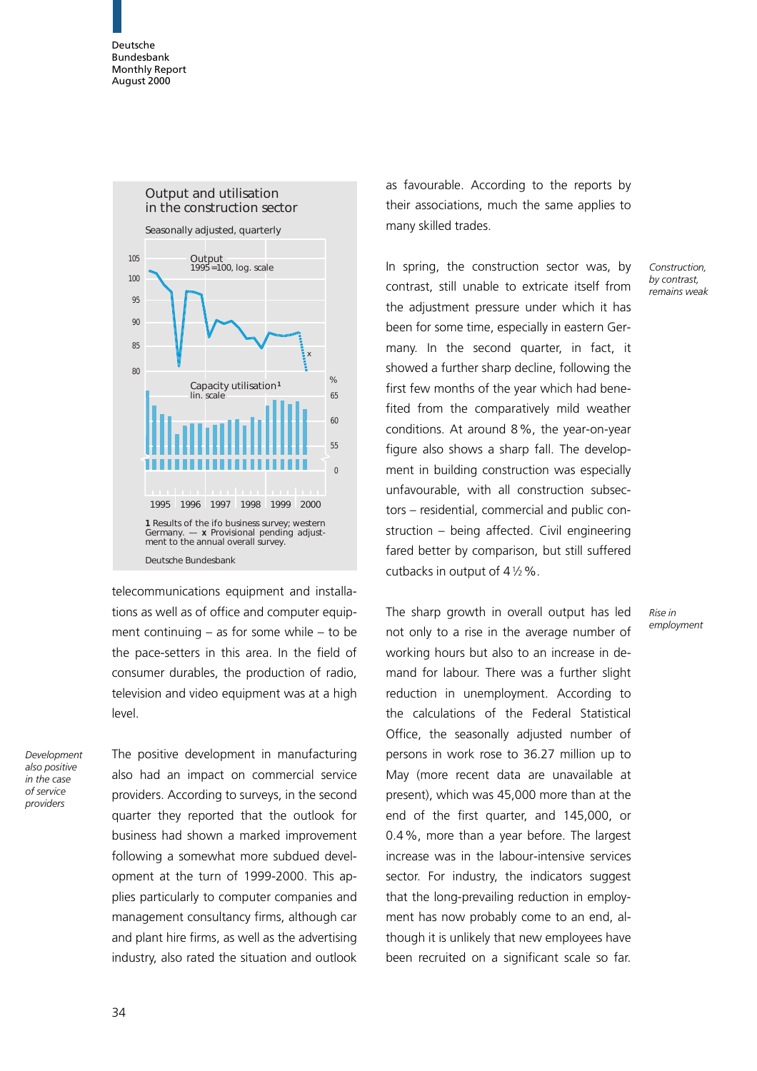**Output and utilisation in the construction sector**

Seasonally adjusted, quarterly

1 Results of the ifo business survey; western Germany. — x Provisional pending adjustment to the annual overall survey.

Deutsche Bundesbank

telecommunications equipment and installations as well as of office and computer equipment continuing – as for some while – to be the pace-setters in this area. In the field of consumer durables, the production of radio, television and video equipment was at a high level.

*Development also positive in the case of service providers*

The positive development in manufacturing also had an impact on commercial service providers. According to surveys, in the second quarter they reported that the outlook for business had shown a marked improvement following a somewhat more subdued development at the turn of 1999-2000. This applies particularly to computer companies and management consultancy firms, although car and plant hire firms, as well as the advertising industry, also rated the situation and outlook as favourable. According to the reports by their associations, much the same applies to many skilled trades.

*Construction, by contrast, remains weak*

In spring, the construction sector was, by contrast, still unable to extricate itself from the adjustment pressure under which it has been for some time, especially in eastern Germany. In the second quarter, in fact, it showed a further sharp decline, following the first few months of the year which had benefited from the comparatively mild weather conditions. At around 8 %, the year-on-year figure also shows a sharp fall. The development in building construction was especially unfavourable, with all construction subsectors – residential, commercial and public construction – being affected. Civil engineering fared better by comparison, but still suffered cutbacks in output of 4 ½ %.

*Rise in employment*

The sharp growth in overall output has led not only to a rise in the average number of working hours but also to an increase in demand for labour. There was a further slight reduction in unemployment. According to the calculations of the Federal Statistical Office, the seasonally adjusted number of persons in work rose to 36.27 million up to May (more recent data are unavailable at present), which was 45,000 more than at the end of the first quarter, and 145,000, or 0.4 %, more than a year before. The largest increase was in the labour-intensive services sector. For industry, the indicators suggest that the long-prevailing reduction in employment has now probably come to an end, although it is unlikely that new employees have been recruited on a significant scale so far.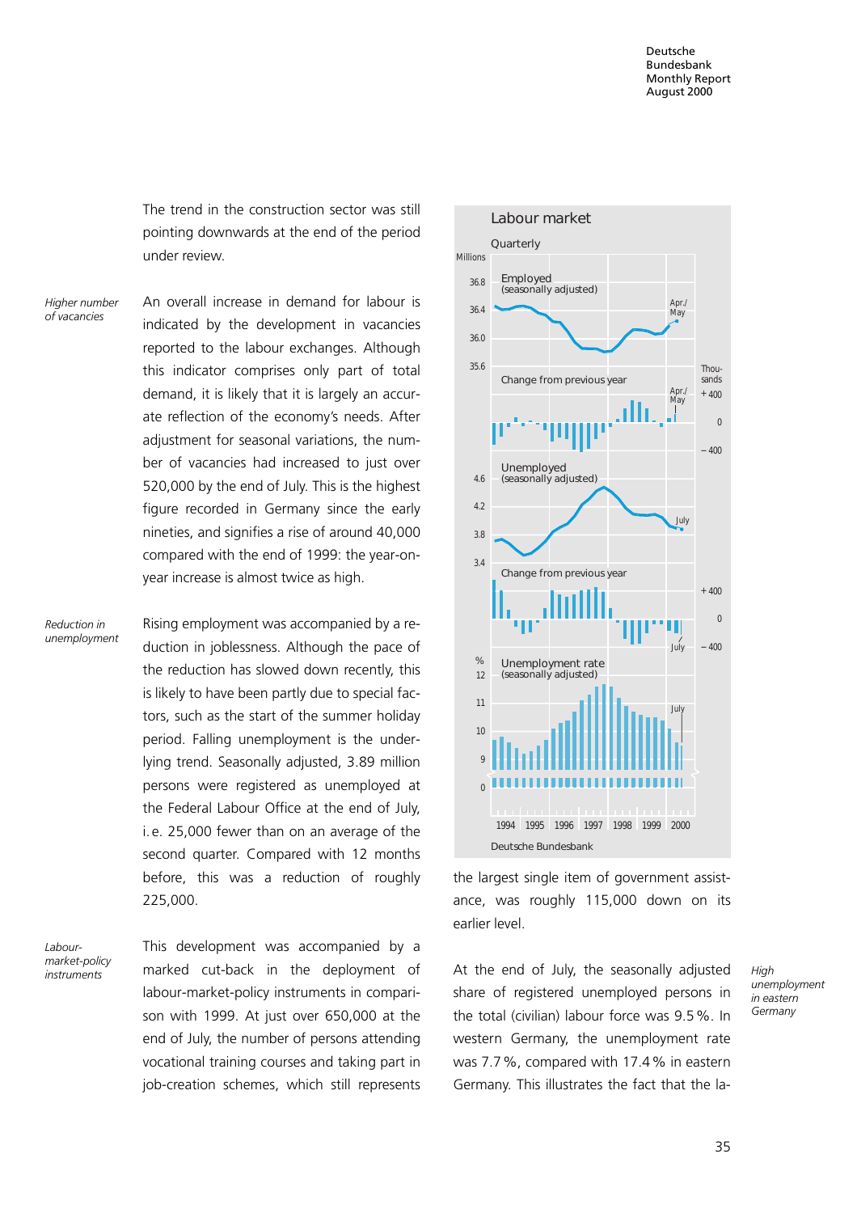The trend in the construction sector was still pointing downwards at the end of the period under review.

*Higher number of vacancies*

An overall increase in demand for labour is indicated by the development in vacancies reported to the labour exchanges. Although this indicator comprises only part of total demand, it is likely that it is largely an accurate reflection of the economy's needs. After adjustment for seasonal variations, the number of vacancies had increased to just over 520,000 by the end of July. This is the highest figure recorded in Germany since the early nineties, and signifies a rise of around 40,000 compared with the end of 1999: the year-on-year increase is almost twice as high.

*Reduction in unemployment*

Rising employment was accompanied by a reduction in joblessness. Although the pace of the reduction has slowed down recently, this is likely to have been partly due to special factors, such as the start of the summer holiday period. Falling unemployment is the underlying trend. Seasonally adjusted, 3.89 million persons were registered as unemployed at the Federal Labour Office at the end of July, i.e. 25,000 fewer than on an average of the second quarter. Compared with 12 months before, this was a reduction of roughly 225,000.

*Labour-market-policy instruments*

This development was accompanied by a marked cut-back in the deployment of labour-market-policy instruments in comparison with 1999. At just over 650,000 at the end of July, the number of persons attending vocational training courses and taking part in job-creation schemes, which still represents the largest single item of government assistance, was roughly 115,000 down on its earlier level.

**Labour market**

Quarterly

Employed (seasonally adjusted) — Millions

Change from previous year — Thousands

Unemployed (seasonally adjusted)

Change from previous year

Unemployment rate (seasonally adjusted) — %

1994 1995 1996 1997 1998 1999 2000

Deutsche Bundesbank

*High unemployment in eastern Germany*

At the end of July, the seasonally adjusted share of registered unemployed persons in the total (civilian) labour force was 9.5 %. In western Germany, the unemployment rate was 7.7 %, compared with 17.4 % in eastern Germany. This illustrates the fact that the la-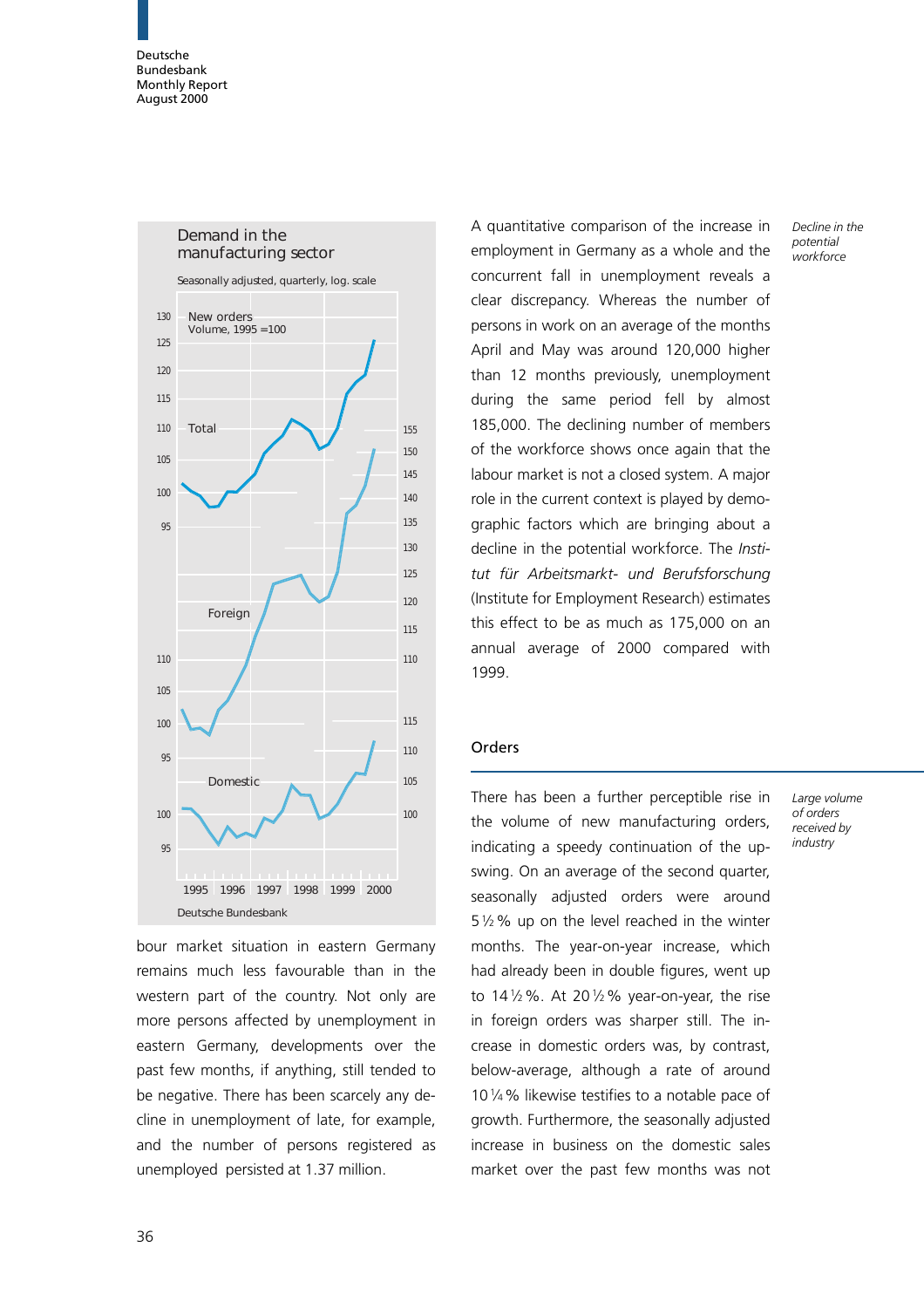**Demand in the manufacturing sector**

Seasonally adjusted, quarterly, log. scale

New orders
Volume, 1995 = 100

Total

Foreign

Domestic

1995 1996 1997 1998 1999 2000

Deutsche Bundesbank

bour market situation in eastern Germany remains much less favourable than in the western part of the country. Not only are more persons affected by unemployment in eastern Germany, developments over the past few months, if anything, still tended to be negative. There has been scarcely any decline in unemployment of late, for example, and the number of persons registered as unemployed persisted at 1.37 million.

*Decline in the potential workforce*

A quantitative comparison of the increase in employment in Germany as a whole and the concurrent fall in unemployment reveals a clear discrepancy. Whereas the number of persons in work on an average of the months April and May was around 120,000 higher than 12 months previously, unemployment during the same period fell by almost 185,000. The declining number of members of the workforce shows once again that the labour market is not a closed system. A major role in the current context is played by demographic factors which are bringing about a decline in the potential workforce. The *Institut für Arbeitsmarkt- und Berufsforschung* (Institute for Employment Research) estimates this effect to be as much as 175,000 on an annual average of 2000 compared with 1999.

## Orders

*Large volume of orders received by industry*

There has been a further perceptible rise in the volume of new manufacturing orders, indicating a speedy continuation of the upswing. On an average of the second quarter, seasonally adjusted orders were around 5½% up on the level reached in the winter months. The year-on-year increase, which had already been in double figures, went up to 14½%. At 20½% year-on-year, the rise in foreign orders was sharper still. The increase in domestic orders was, by contrast, below-average, although a rate of around 10¼% likewise testifies to a notable pace of growth. Furthermore, the seasonally adjusted increase in business on the domestic sales market over the past few months was not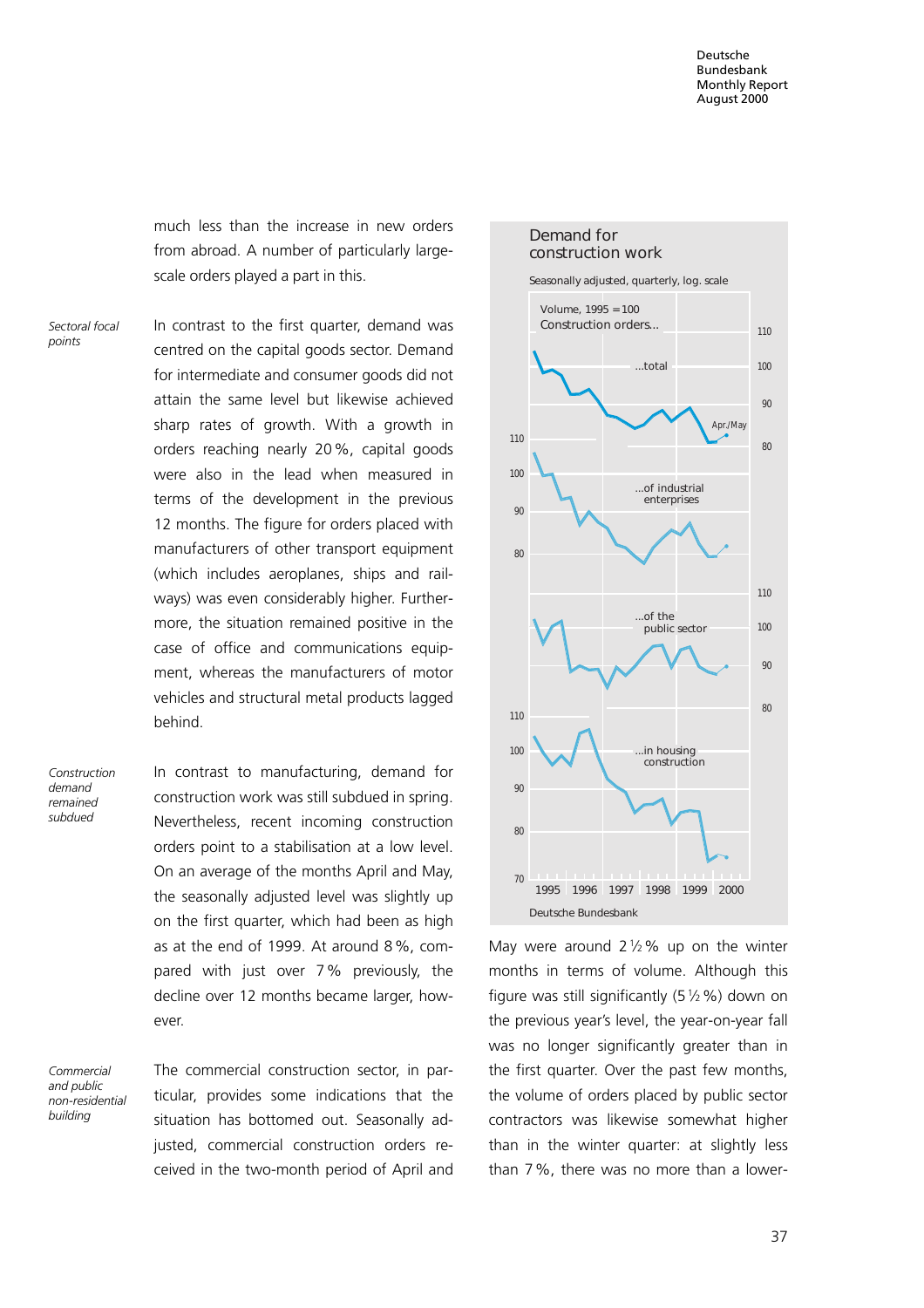much less than the increase in new orders from abroad. A number of particularly large-scale orders played a part in this.

*Sectoral focal points*

In contrast to the first quarter, demand was centred on the capital goods sector. Demand for intermediate and consumer goods did not attain the same level but likewise achieved sharp rates of growth. With a growth in orders reaching nearly 20 %, capital goods were also in the lead when measured in terms of the development in the previous 12 months. The figure for orders placed with manufacturers of other transport equipment (which includes aeroplanes, ships and railways) was even considerably higher. Furthermore, the situation remained positive in the case of office and communications equipment, whereas the manufacturers of motor vehicles and structural metal products lagged behind.

*Construction demand remained subdued*

In contrast to manufacturing, demand for construction work was still subdued in spring. Nevertheless, recent incoming construction orders point to a stabilisation at a low level. On an average of the months April and May, the seasonally adjusted level was slightly up on the first quarter, which had been as high as at the end of 1999. At around 8 %, compared with just over 7 % previously, the decline over 12 months became larger, however.

*Commercial and public non-residential building*

The commercial construction sector, in particular, provides some indications that the situation has bottomed out. Seasonally adjusted, commercial construction orders received in the two-month period of April and May were around 2½ % up on the winter months in terms of volume. Although this figure was still significantly (5½ %) down on the previous year's level, the year-on-year fall was no longer significantly greater than in the first quarter. Over the past few months, the volume of orders placed by public sector contractors was likewise somewhat higher than in the winter quarter: at slightly less than 7 %, there was no more than a lower-

**Demand for construction work**

Seasonally adjusted, quarterly, log. scale

Volume, 1995 = 100

Construction orders...

...total

...of industrial enterprises

...of the public sector

...in housing construction

Apr./May

1995 1996 1997 1998 1999 2000

Deutsche Bundesbank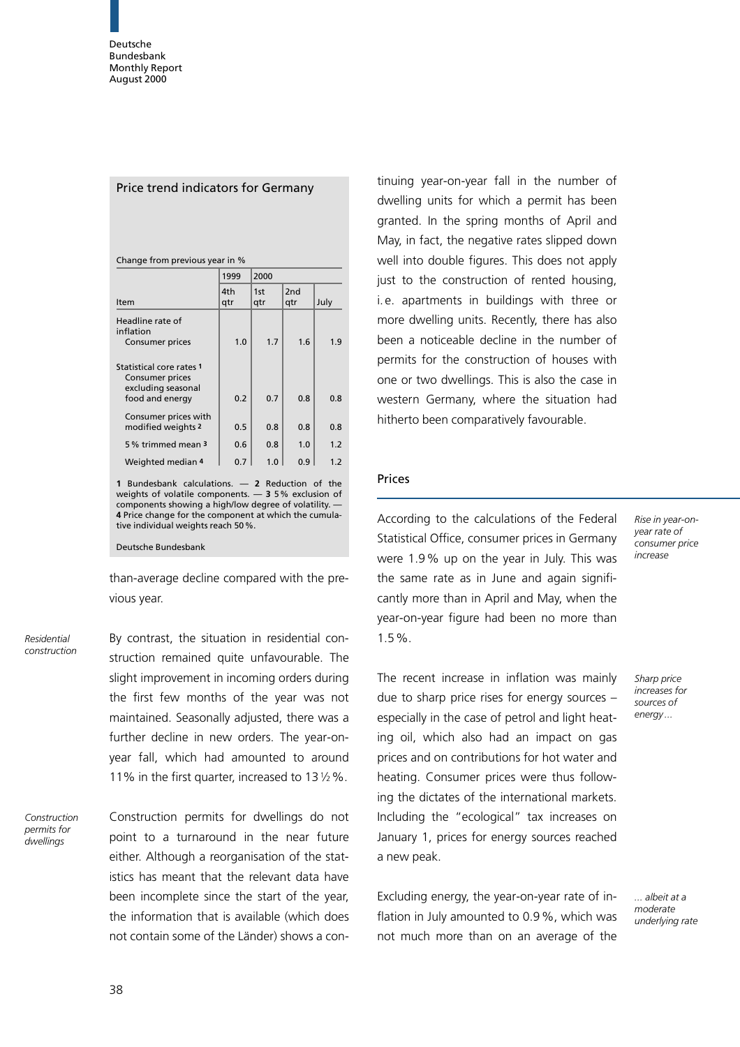### Price trend indicators for Germany

Change from previous year in %

| Item | 1999 | 2000 | | |
|---|---|---|---|---|
| | 4th qtr | 1st qtr | 2nd qtr | July |
| Headline rate of inflation | | | | |
| Consumer prices | 1.0 | 1.7 | 1.6 | 1.9 |
| Statistical core rates 1 | | | | |
| Consumer prices excluding seasonal food and energy | 0.2 | 0.7 | 0.8 | 0.8 |
| Consumer prices with modified weights 2 | 0.5 | 0.8 | 0.8 | 0.8 |
| 5 % trimmed mean 3 | 0.6 | 0.8 | 1.0 | 1.2 |
| Weighted median 4 | 0.7 | 1.0 | 0.9 | 1.2 |

**1** Bundesbank calculations. — **2** Reduction of the weights of volatile components. — **3** 5 % exclusion of components showing a high/low degree of volatility. — **4** Price change for the component at which the cumulative individual weights reach 50 %.

Deutsche Bundesbank

than-average decline compared with the previous year.

*Residential construction*

By contrast, the situation in residential construction remained quite unfavourable. The slight improvement in incoming orders during the first few months of the year was not maintained. Seasonally adjusted, there was a further decline in new orders. The year-on-year fall, which had amounted to around 11% in the first quarter, increased to 13 ½ %.

*Construction permits for dwellings*

Construction permits for dwellings do not point to a turnaround in the near future either. Although a reorganisation of the statistics has meant that the relevant data have been incomplete since the start of the year, the information that is available (which does not contain some of the Länder) shows a continuing year-on-year fall in the number of dwelling units for which a permit has been granted. In the spring months of April and May, in fact, the negative rates slipped down well into double figures. This does not apply just to the construction of rented housing, i. e. apartments in buildings with three or more dwelling units. Recently, there has also been a noticeable decline in the number of permits for the construction of houses with one or two dwellings. This is also the case in western Germany, where the situation had hitherto been comparatively favourable.

## Prices

*Rise in year-on-year rate of consumer price increase*

According to the calculations of the Federal Statistical Office, consumer prices in Germany were 1.9 % up on the year in July. This was the same rate as in June and again significantly more than in April and May, when the year-on-year figure had been no more than 1.5 %.

*Sharp price increases for sources of energy ...*

The recent increase in inflation was mainly due to sharp price rises for energy sources – especially in the case of petrol and light heating oil, which also had an impact on gas prices and on contributions for hot water and heating. Consumer prices were thus following the dictates of the international markets. Including the "ecological" tax increases on January 1, prices for energy sources reached a new peak.

*... albeit at a moderate underlying rate*

Excluding energy, the year-on-year rate of inflation in July amounted to 0.9 %, which was not much more than on an average of the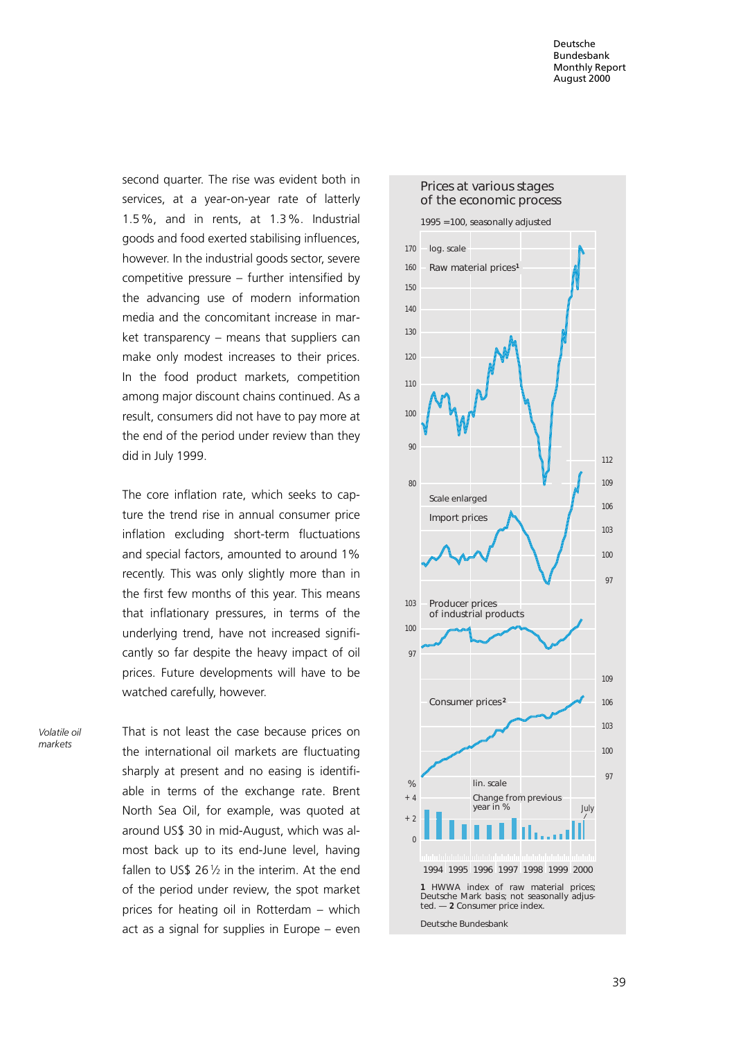second quarter. The rise was evident both in services, at a year-on-year rate of latterly 1.5%, and in rents, at 1.3%. Industrial goods and food exerted stabilising influences, however. In the industrial goods sector, severe competitive pressure – further intensified by the advancing use of modern information media and the concomitant increase in market transparency – means that suppliers can make only modest increases to their prices. In the food product markets, competition among major discount chains continued. As a result, consumers did not have to pay more at the end of the period under review than they did in July 1999.

The core inflation rate, which seeks to capture the trend rise in annual consumer price inflation excluding short-term fluctuations and special factors, amounted to around 1% recently. This was only slightly more than in the first few months of this year. This means that inflationary pressures, in terms of the underlying trend, have not increased significantly so far despite the heavy impact of oil prices. Future developments will have to be watched carefully, however.

*Volatile oil markets*

That is not least the case because prices on the international oil markets are fluctuating sharply at present and no easing is identifiable in terms of the exchange rate. Brent North Sea Oil, for example, was quoted at around US$ 30 in mid-August, which was almost back up to its end-June level, having fallen to US$ 26½ in the interim. At the end of the period under review, the spot market prices for heating oil in Rotterdam – which act as a signal for supplies in Europe – even

**Prices at various stages of the economic process**

1995 =100, seasonally adjusted

log. scale

Raw material prices[1]

Scale enlarged

Import prices

Producer prices of industrial products

Consumer prices[2]

lin. scale

Change from previous year in %

July

1994 1995 1996 1997 1998 1999 2000

1 HWWA index of raw material prices; Deutsche Mark basis; not seasonally adjusted. — 2 Consumer price index.

Deutsche Bundesbank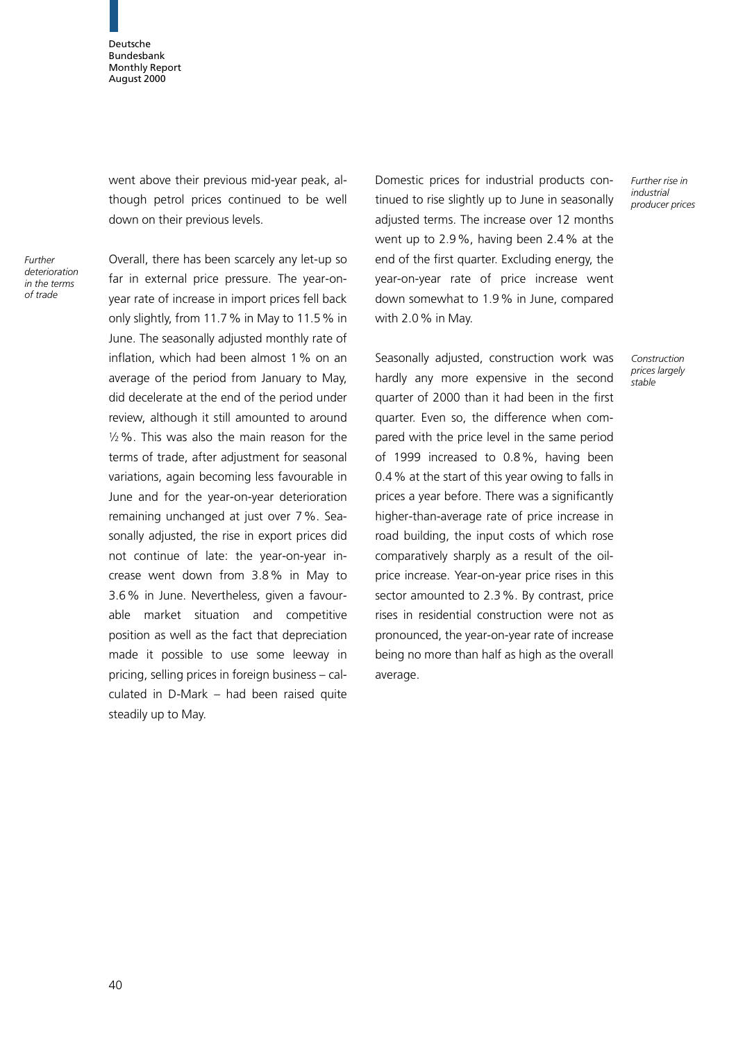went above their previous mid-year peak, although petrol prices continued to be well down on their previous levels.

*Further deterioration in the terms of trade*

Overall, there has been scarcely any let-up so far in external price pressure. The year-on-year rate of increase in import prices fell back only slightly, from 11.7 % in May to 11.5 % in June. The seasonally adjusted monthly rate of inflation, which had been almost 1 % on an average of the period from January to May, did decelerate at the end of the period under review, although it still amounted to around ½ %. This was also the main reason for the terms of trade, after adjustment for seasonal variations, again becoming less favourable in June and for the year-on-year deterioration remaining unchanged at just over 7 %. Seasonally adjusted, the rise in export prices did not continue of late: the year-on-year increase went down from 3.8 % in May to 3.6 % in June. Nevertheless, given a favourable market situation and competitive position as well as the fact that depreciation made it possible to use some leeway in pricing, selling prices in foreign business – calculated in D-Mark – had been raised quite steadily up to May.

*Further rise in industrial producer prices*

Domestic prices for industrial products continued to rise slightly up to June in seasonally adjusted terms. The increase over 12 months went up to 2.9 %, having been 2.4 % at the end of the first quarter. Excluding energy, the year-on-year rate of price increase went down somewhat to 1.9 % in June, compared with 2.0 % in May.

*Construction prices largely stable*

Seasonally adjusted, construction work was hardly any more expensive in the second quarter of 2000 than it had been in the first quarter. Even so, the difference when compared with the price level in the same period of 1999 increased to 0.8 %, having been 0.4 % at the start of this year owing to falls in prices a year before. There was a significantly higher-than-average rate of price increase in road building, the input costs of which rose comparatively sharply as a result of the oil-price increase. Year-on-year price rises in this sector amounted to 2.3 %. By contrast, price rises in residential construction were not as pronounced, the year-on-year rate of increase being no more than half as high as the overall average.